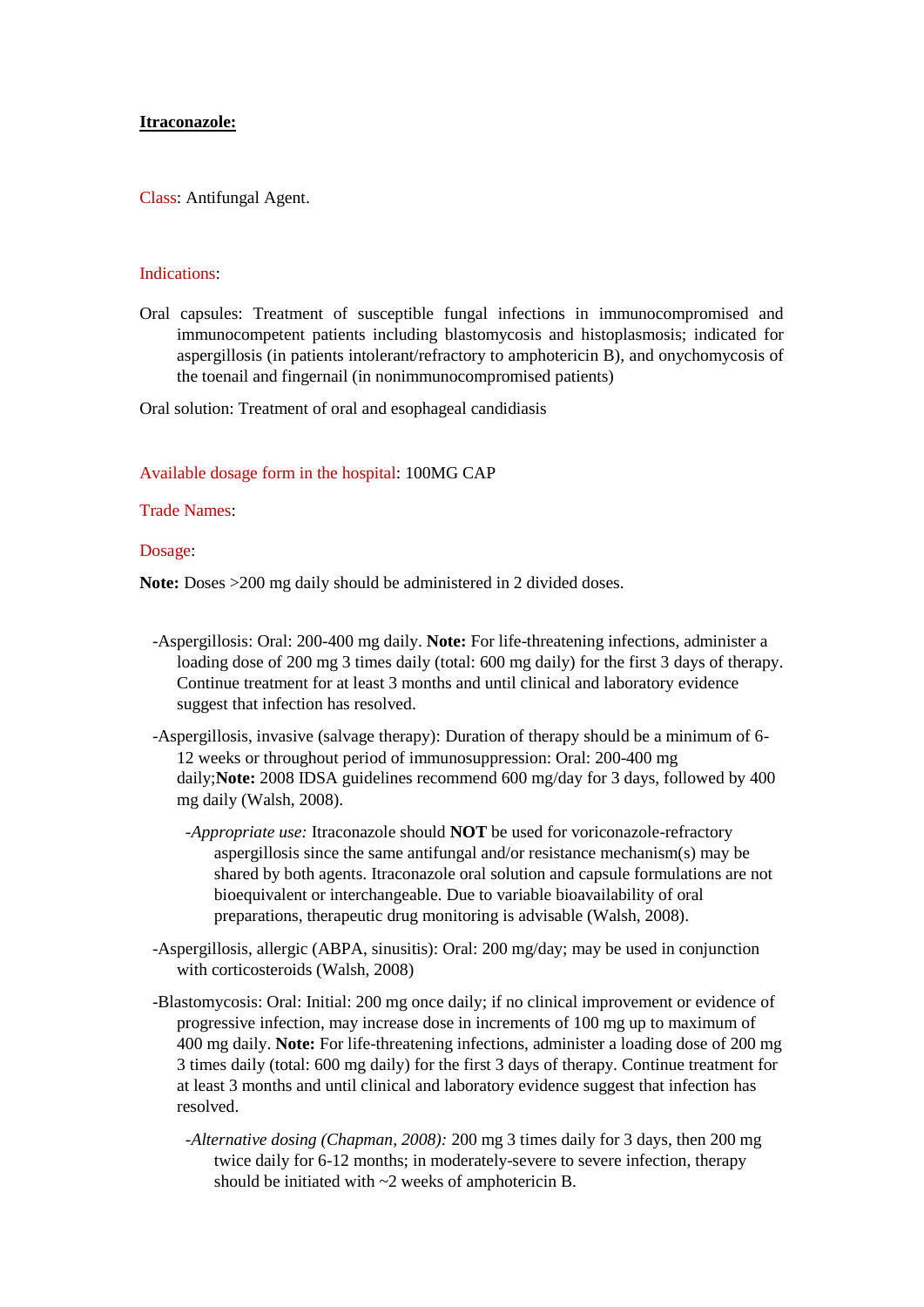# **Itraconazole:**

Class: Antifungal Agent.

Indications:

Oral capsules: Treatment of susceptible fungal infections in immunocompromised and immunocompetent patients including blastomycosis and histoplasmosis; indicated for aspergillosis (in patients intolerant/refractory to amphotericin B), and onychomycosis of the toenail and fingernail (in nonimmunocompromised patients)

Oral solution: Treatment of oral and esophageal candidiasis

Available dosage form in the hospital: 100MG CAP

Trade Names:

Dosage:

**Note:** Doses >200 mg daily should be administered in 2 divided doses.

- -Aspergillosis: Oral: 200-400 mg daily. **Note:** For life-threatening infections, administer a loading dose of 200 mg 3 times daily (total: 600 mg daily) for the first 3 days of therapy. Continue treatment for at least 3 months and until clinical and laboratory evidence suggest that infection has resolved.
- -Aspergillosis, invasive (salvage therapy): Duration of therapy should be a minimum of 6-12 weeks or throughout period of immunosuppression: Oral: 200-400 mg daily;**Note:** 2008 IDSA guidelines recommend 600 mg/day for 3 days, followed by 400 mg daily (Walsh, 2008).
  - -*Appropriate use:* Itraconazole should **NOT** be used for voriconazole-refractory aspergillosis since the same antifungal and/or resistance mechanism(s) may be shared by both agents. Itraconazole oral solution and capsule formulations are not bioequivalent or interchangeable. Due to variable bioavailability of oral preparations, therapeutic drug monitoring is advisable (Walsh, 2008).
- -Aspergillosis, allergic (ABPA, sinusitis): Oral: 200 mg/day; may be used in conjunction with corticosteroids (Walsh, 2008)
- -Blastomycosis: Oral: Initial: 200 mg once daily; if no clinical improvement or evidence of progressive infection, may increase dose in increments of 100 mg up to maximum of 400 mg daily. **Note:** For life-threatening infections, administer a loading dose of 200 mg 3 times daily (total: 600 mg daily) for the first 3 days of therapy. Continue treatment for at least 3 months and until clinical and laboratory evidence suggest that infection has resolved.
  - -*Alternative dosing (Chapman, 2008):* 200 mg 3 times daily for 3 days, then 200 mg twice daily for 6-12 months; in moderately-severe to severe infection, therapy should be initiated with ~2 weeks of amphotericin B.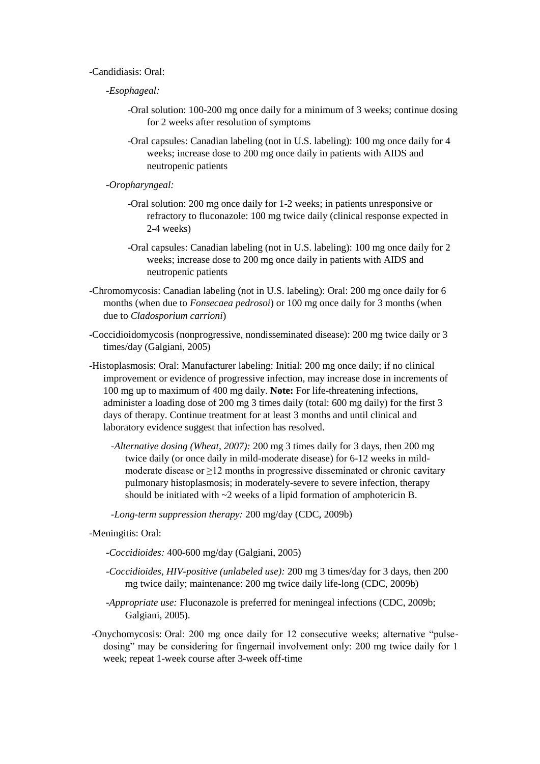-Candidiasis: Oral:

- *-Esophageal:*
  - -Oral solution: 100-200 mg once daily for a minimum of 3 weeks; continue dosing for 2 weeks after resolution of symptoms
  - -Oral capsules: Canadian labeling (not in U.S. labeling): 100 mg once daily for 4 weeks; increase dose to 200 mg once daily in patients with AIDS and neutropenic patients
- *-Oropharyngeal:*
  - -Oral solution: 200 mg once daily for 1-2 weeks; in patients unresponsive or refractory to fluconazole: 100 mg twice daily (clinical response expected in 2-4 weeks)
  - -Oral capsules: Canadian labeling (not in U.S. labeling): 100 mg once daily for 2 weeks; increase dose to 200 mg once daily in patients with AIDS and neutropenic patients

-Chromomycosis: Canadian labeling (not in U.S. labeling): Oral: 200 mg once daily for 6 months (when due to *Fonsecaea pedrosoi*) or 100 mg once daily for 3 months (when due to *Cladosporium carrioni*)

-Coccidioidomycosis (nonprogressive, nondisseminated disease): 200 mg twice daily or 3 times/day (Galgiani, 2005)

-Histoplasmosis: Oral: Manufacturer labeling: Initial: 200 mg once daily; if no clinical improvement or evidence of progressive infection, may increase dose in increments of 100 mg up to maximum of 400 mg daily. **Note:** For life-threatening infections, administer a loading dose of 200 mg 3 times daily (total: 600 mg daily) for the first 3 days of therapy. Continue treatment for at least 3 months and until clinical and laboratory evidence suggest that infection has resolved.

- *-Alternative dosing (Wheat, 2007):* 200 mg 3 times daily for 3 days, then 200 mg twice daily (or once daily in mild-moderate disease) for 6-12 weeks in mild-moderate disease or ≥12 months in progressive disseminated or chronic cavitary pulmonary histoplasmosis; in moderately-severe to severe infection, therapy should be initiated with ~2 weeks of a lipid formation of amphotericin B.
- *-Long-term suppression therapy:* 200 mg/day (CDC, 2009b)

-Meningitis: Oral:

- *-Coccidioides:* 400-600 mg/day (Galgiani, 2005)
- *-Coccidioides, HIV-positive (unlabeled use):* 200 mg 3 times/day for 3 days, then 200 mg twice daily; maintenance: 200 mg twice daily life-long (CDC, 2009b)
- *-Appropriate use:* Fluconazole is preferred for meningeal infections (CDC, 2009b; Galgiani, 2005).

-Onychomycosis: Oral: 200 mg once daily for 12 consecutive weeks; alternative "pulse-dosing" may be considering for fingernail involvement only: 200 mg twice daily for 1 week; repeat 1-week course after 3-week off-time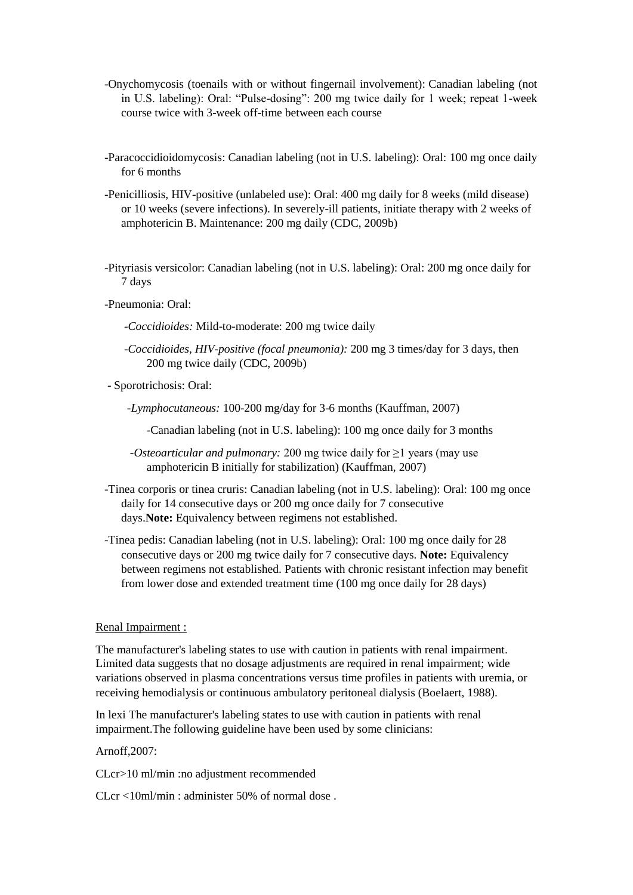-Onychomycosis (toenails with or without fingernail involvement): Canadian labeling (not in U.S. labeling): Oral: "Pulse-dosing": 200 mg twice daily for 1 week; repeat 1-week course twice with 3-week off-time between each course

-Paracoccidioidomycosis: Canadian labeling (not in U.S. labeling): Oral: 100 mg once daily for 6 months

-Penicilliosis, HIV-positive (unlabeled use): Oral: 400 mg daily for 8 weeks (mild disease) or 10 weeks (severe infections). In severely-ill patients, initiate therapy with 2 weeks of amphotericin B. Maintenance: 200 mg daily (CDC, 2009b)

-Pityriasis versicolor: Canadian labeling (not in U.S. labeling): Oral: 200 mg once daily for 7 days

-Pneumonia: Oral:

-*Coccidioides:* Mild-to-moderate: 200 mg twice daily

-*Coccidioides, HIV-positive (focal pneumonia):* 200 mg 3 times/day for 3 days, then 200 mg twice daily (CDC, 2009b)

- Sporotrichosis: Oral:

-*Lymphocutaneous:* 100-200 mg/day for 3-6 months (Kauffman, 2007)

-Canadian labeling (not in U.S. labeling): 100 mg once daily for 3 months

-*Osteoarticular and pulmonary:* 200 mg twice daily for ≥1 years (may use amphotericin B initially for stabilization) (Kauffman, 2007)

-Tinea corporis or tinea cruris: Canadian labeling (not in U.S. labeling): Oral: 100 mg once daily for 14 consecutive days or 200 mg once daily for 7 consecutive days.**Note:** Equivalency between regimens not established.

-Tinea pedis: Canadian labeling (not in U.S. labeling): Oral: 100 mg once daily for 28 consecutive days or 200 mg twice daily for 7 consecutive days. **Note:** Equivalency between regimens not established. Patients with chronic resistant infection may benefit from lower dose and extended treatment time (100 mg once daily for 28 days)

<u>Renal Impairment :</u>

The manufacturer's labeling states to use with caution in patients with renal impairment. Limited data suggests that no dosage adjustments are required in renal impairment; wide variations observed in plasma concentrations versus time profiles in patients with uremia, or receiving hemodialysis or continuous ambulatory peritoneal dialysis (Boelaert, 1988).

In lexi The manufacturer's labeling states to use with caution in patients with renal impairment.The following guideline have been used by some clinicians:

Arnoff,2007:

CLcr>10 ml/min :no adjustment recommended

CLcr <10ml/min : administer 50% of normal dose .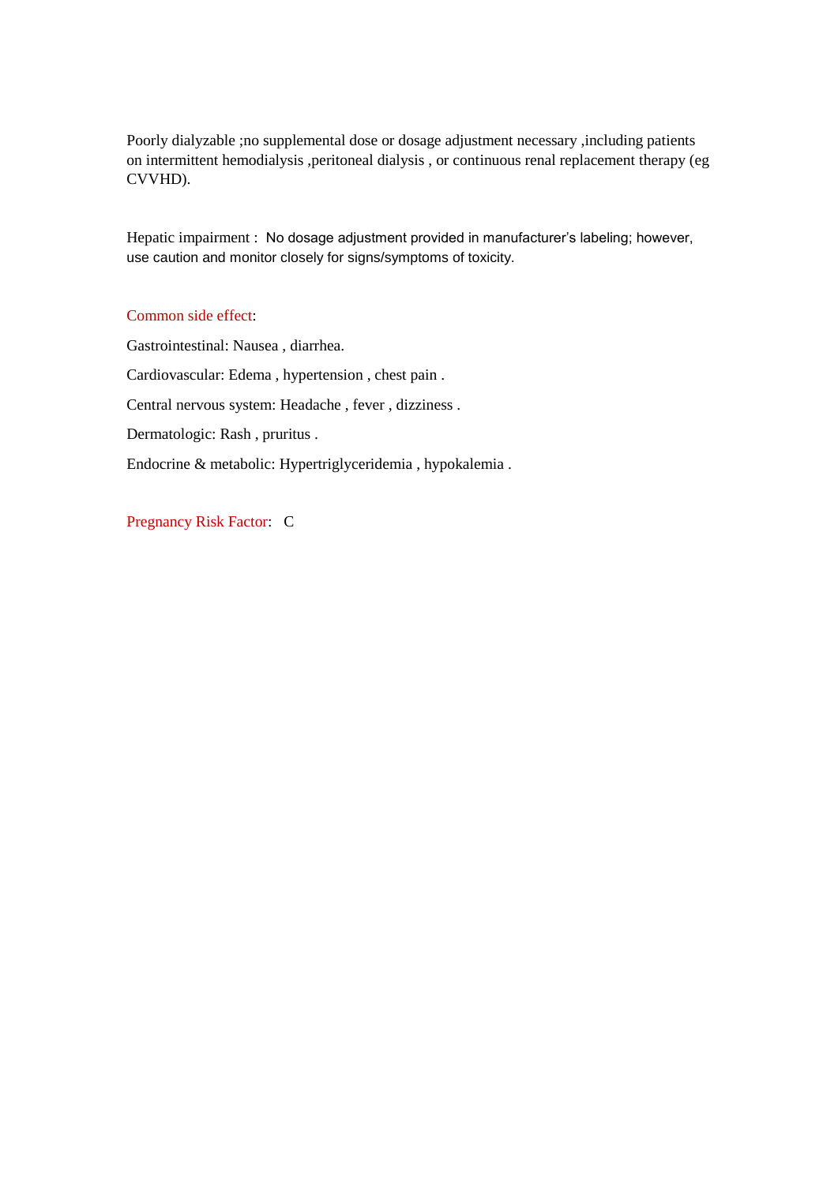Poorly dialyzable ;no supplemental dose or dosage adjustment necessary ,including patients on intermittent hemodialysis ,peritoneal dialysis , or continuous renal replacement therapy (eg CVVHD).

Hepatic impairment : No dosage adjustment provided in manufacturer's labeling; however, use caution and monitor closely for signs/symptoms of toxicity.

Common side effect:

Gastrointestinal: Nausea , diarrhea.

Cardiovascular: Edema , hypertension , chest pain .

Central nervous system: Headache , fever , dizziness .

Dermatologic: Rash , pruritus .

Endocrine & metabolic: Hypertriglyceridemia , hypokalemia .

Pregnancy Risk Factor: C